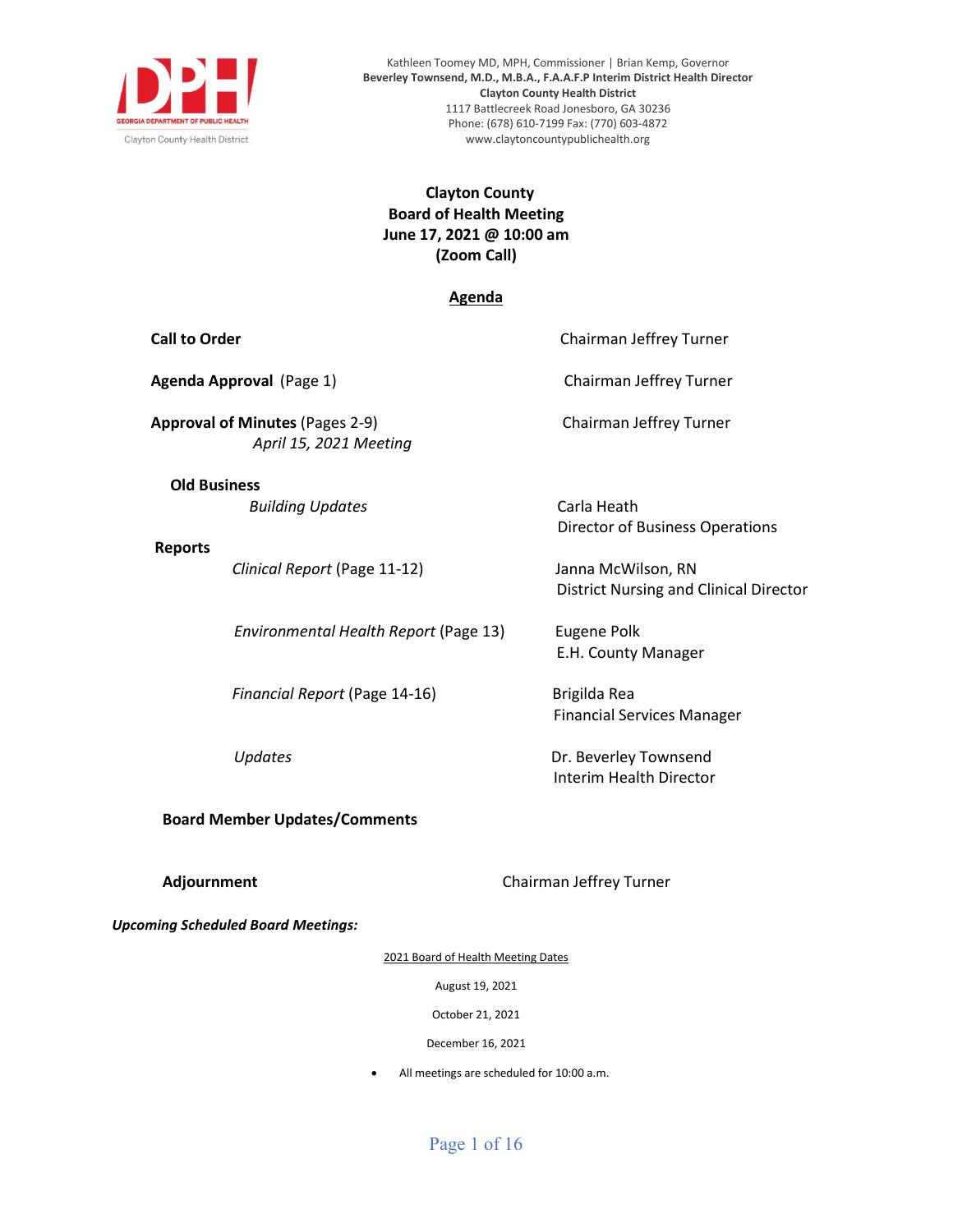GEORGIA DEPARTMENT OF PUBLIC HEALTH
Clayton County Health District

Kathleen Toomey MD, MPH, Commissioner | Brian Kemp, Governor
**Beverley Townsend, M.D., M.B.A., F.A.A.F.P Interim District Health Director**
**Clayton County Health District**
1117 Battlecreek Road Jonesboro, GA 30236
Phone: (678) 610-7199 Fax: (770) 603-4872
www.claytoncountypublichealth.org

# Clayton County
# Board of Health Meeting
# June 17, 2021 @ 10:00 am
# (Zoom Call)

## Agenda

**Call to Order** — Chairman Jeffrey Turner

**Agenda Approval** (Page 1) — Chairman Jeffrey Turner

**Approval of Minutes** (Pages 2-9) — Chairman Jeffrey Turner
*April 15, 2021 Meeting*

**Old Business**
*Building Updates* — Carla Heath, Director of Business Operations

**Reports**
*Clinical Report* (Page 11-12) — Janna McWilson, RN, District Nursing and Clinical Director

*Environmental Health Report* (Page 13) — Eugene Polk, E.H. County Manager

*Financial Report* (Page 14-16) — Brigilda Rea, Financial Services Manager

*Updates* — Dr. Beverley Townsend, Interim Health Director

**Board Member Updates/Comments**

**Adjournment** — Chairman Jeffrey Turner

***Upcoming Scheduled Board Meetings:***

2021 Board of Health Meeting Dates

August 19, 2021

October 21, 2021

December 16, 2021

- All meetings are scheduled for 10:00 a.m.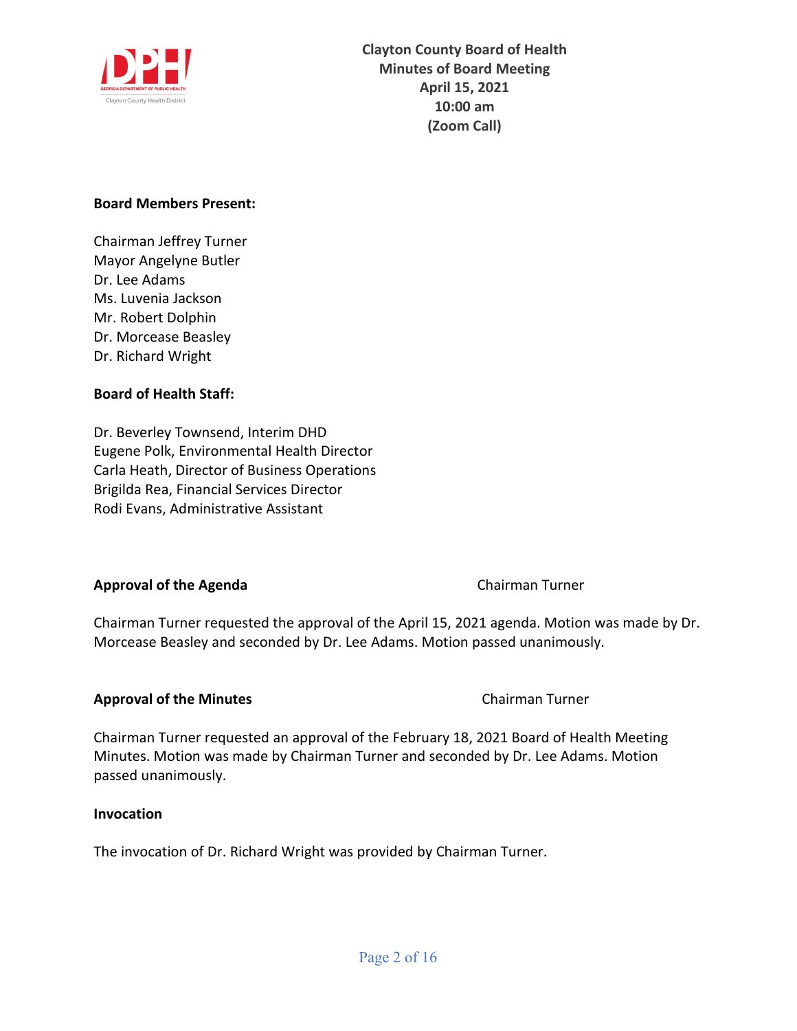**Clayton County Board of Health**
**Minutes of Board Meeting**
**April 15, 2021**
**10:00 am**
**(Zoom Call)**

**Board Members Present:**

Chairman Jeffrey Turner
Mayor Angelyne Butler
Dr. Lee Adams
Ms. Luvenia Jackson
Mr. Robert Dolphin
Dr. Morcease Beasley
Dr. Richard Wright

**Board of Health Staff:**

Dr. Beverley Townsend, Interim DHD
Eugene Polk, Environmental Health Director
Carla Heath, Director of Business Operations
Brigilda Rea, Financial Services Director
Rodi Evans, Administrative Assistant

**Approval of the Agenda** Chairman Turner

Chairman Turner requested the approval of the April 15, 2021 agenda. Motion was made by Dr. Morcease Beasley and seconded by Dr. Lee Adams. Motion passed unanimously.

**Approval of the Minutes** Chairman Turner

Chairman Turner requested an approval of the February 18, 2021 Board of Health Meeting Minutes. Motion was made by Chairman Turner and seconded by Dr. Lee Adams. Motion passed unanimously.

**Invocation**

The invocation of Dr. Richard Wright was provided by Chairman Turner.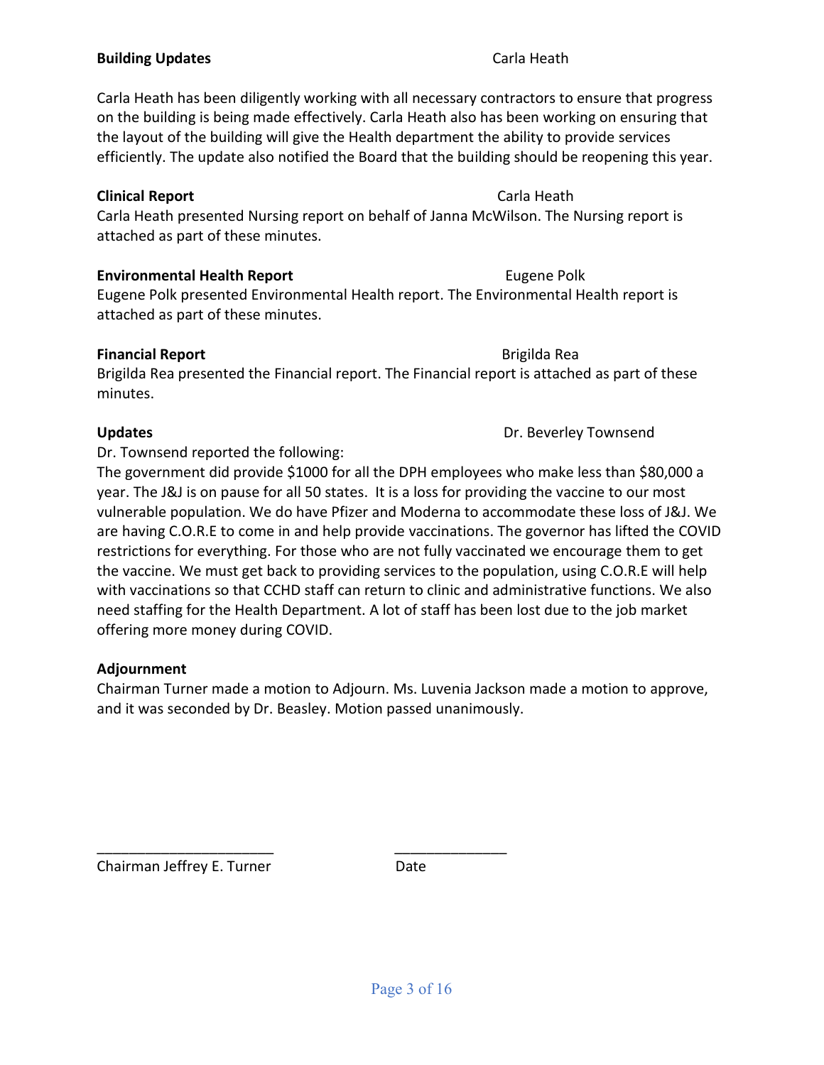**Building Updates** Carla Heath

Carla Heath has been diligently working with all necessary contractors to ensure that progress on the building is being made effectively. Carla Heath also has been working on ensuring that the layout of the building will give the Health department the ability to provide services efficiently. The update also notified the Board that the building should be reopening this year.

**Clinical Report** Carla Heath

Carla Heath presented Nursing report on behalf of Janna McWilson. The Nursing report is attached as part of these minutes.

**Environmental Health Report** Eugene Polk

Eugene Polk presented Environmental Health report. The Environmental Health report is attached as part of these minutes.

**Financial Report** Brigilda Rea

Brigilda Rea presented the Financial report. The Financial report is attached as part of these minutes.

**Updates** Dr. Beverley Townsend

Dr. Townsend reported the following:

The government did provide $1000 for all the DPH employees who make less than $80,000 a year. The J&J is on pause for all 50 states. It is a loss for providing the vaccine to our most vulnerable population. We do have Pfizer and Moderna to accommodate these loss of J&J. We are having C.O.R.E to come in and help provide vaccinations. The governor has lifted the COVID restrictions for everything. For those who are not fully vaccinated we encourage them to get the vaccine. We must get back to providing services to the population, using C.O.R.E will help with vaccinations so that CCHD staff can return to clinic and administrative functions. We also need staffing for the Health Department. A lot of staff has been lost due to the job market offering more money during COVID.

**Adjournment**

Chairman Turner made a motion to Adjourn. Ms. Luvenia Jackson made a motion to approve, and it was seconded by Dr. Beasley. Motion passed unanimously.

______________________ ______________

Chairman Jeffrey E. Turner Date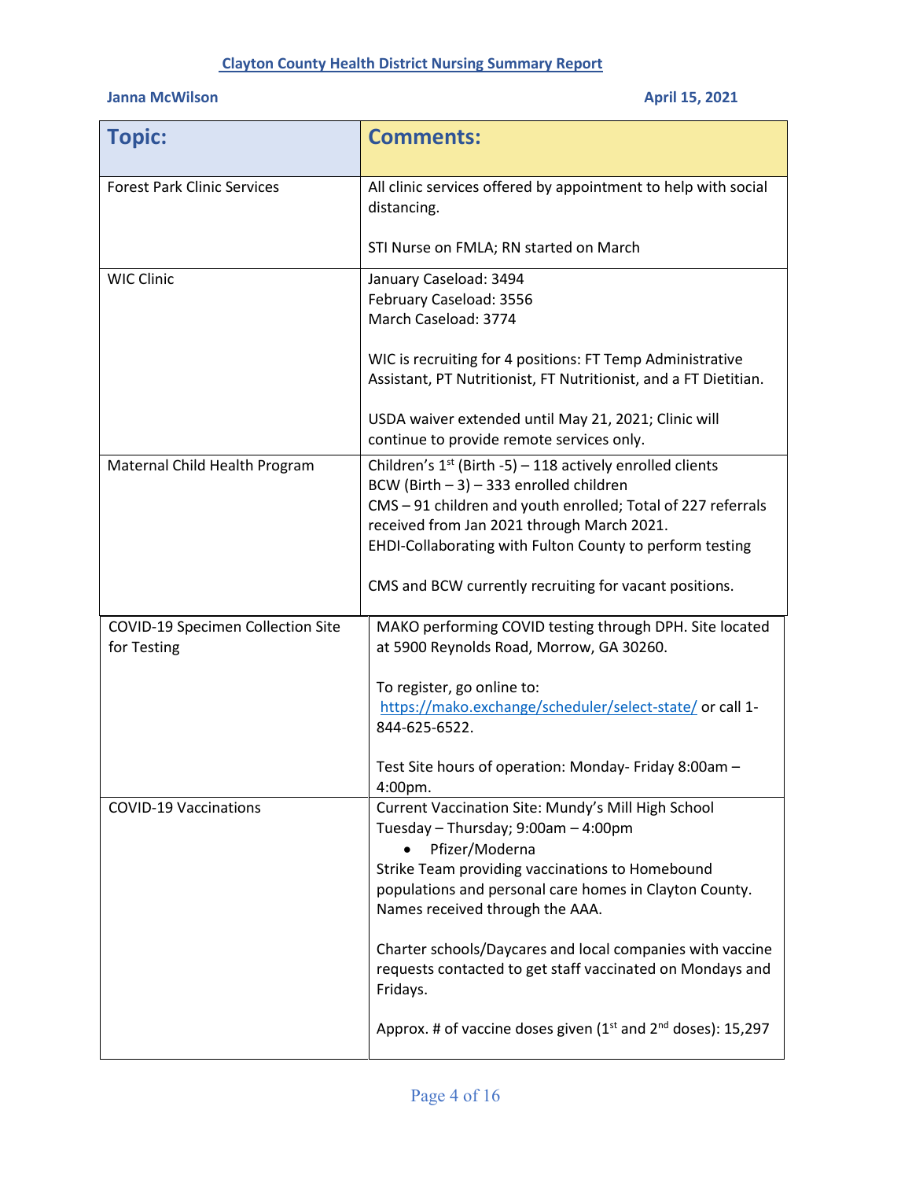# Clayton County Health District Nursing Summary Report

**Janna McWilson** **April 15, 2021**

| Topic: | Comments: |
|---|---|
| Forest Park Clinic Services | All clinic services offered by appointment to help with social distancing.<br><br>STI Nurse on FMLA; RN started on March |
| WIC Clinic | January Caseload: 3494<br>February Caseload: 3556<br>March Caseload: 3774<br><br>WIC is recruiting for 4 positions: FT Temp Administrative Assistant, PT Nutritionist, FT Nutritionist, and a FT Dietitian.<br><br>USDA waiver extended until May 21, 2021; Clinic will continue to provide remote services only. |
| Maternal Child Health Program | Children's 1st (Birth -5) – 118 actively enrolled clients<br>BCW (Birth – 3) – 333 enrolled children<br>CMS – 91 children and youth enrolled; Total of 227 referrals received from Jan 2021 through March 2021.<br>EHDI-Collaborating with Fulton County to perform testing<br><br>CMS and BCW currently recruiting for vacant positions. |
| COVID-19 Specimen Collection Site for Testing | MAKO performing COVID testing through DPH. Site located at 5900 Reynolds Road, Morrow, GA 30260.<br><br>To register, go online to: https://mako.exchange/scheduler/select-state/ or call 1-844-625-6522.<br><br>Test Site hours of operation: Monday- Friday 8:00am – 4:00pm. |
| COVID-19 Vaccinations | Current Vaccination Site: Mundy's Mill High School<br>Tuesday – Thursday; 9:00am – 4:00pm<br>• Pfizer/Moderna<br>Strike Team providing vaccinations to Homebound populations and personal care homes in Clayton County. Names received through the AAA.<br><br>Charter schools/Daycares and local companies with vaccine requests contacted to get staff vaccinated on Mondays and Fridays.<br><br>Approx. # of vaccine doses given (1st and 2nd doses): 15,297 |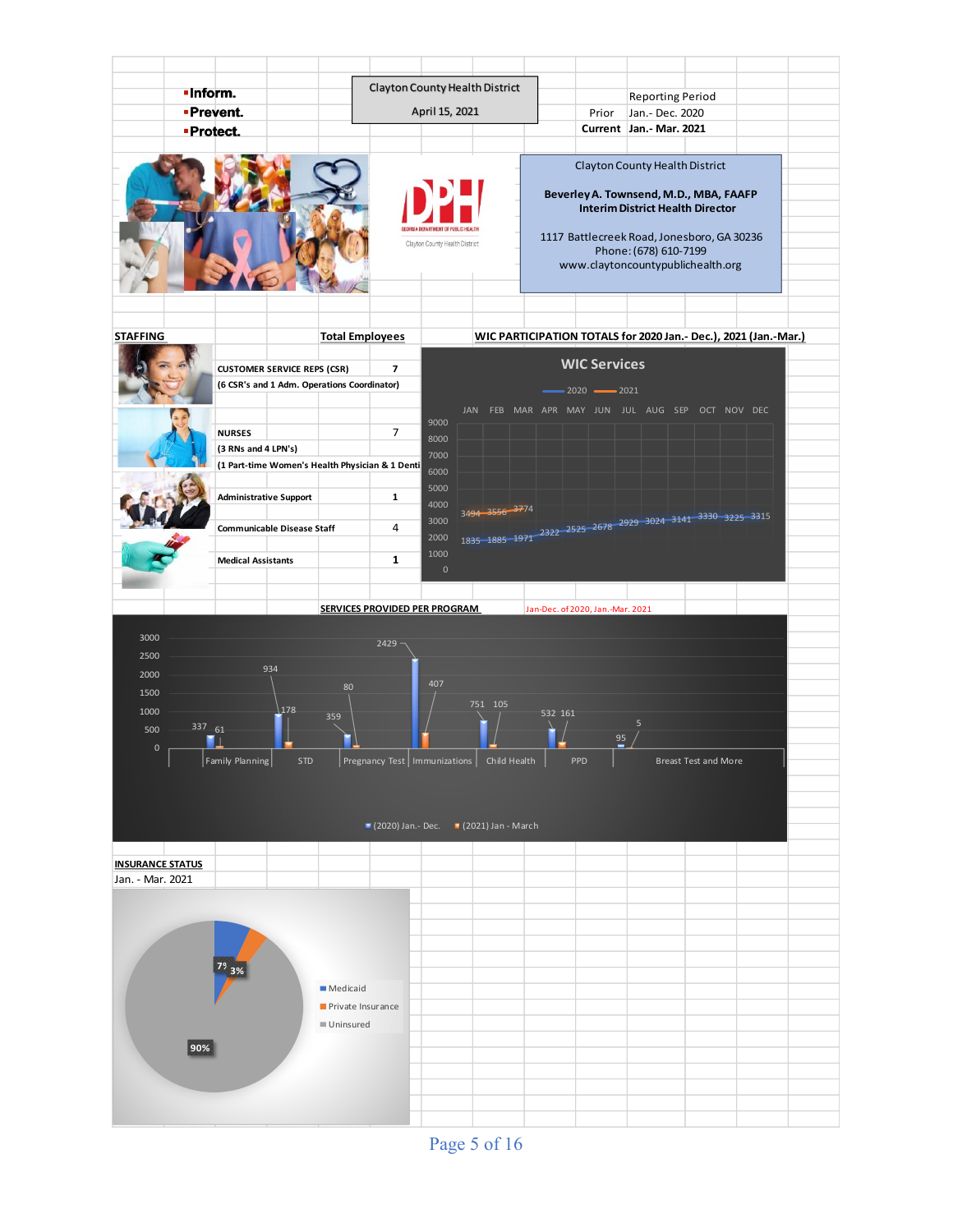- **Inform.**
- **Prevent.**
- **Protect.**

Clayton County Health District

April 15, 2021

| | Reporting Period |
|---|---|
| Prior | Jan.- Dec. 2020 |
| **Current** | **Jan.- Mar. 2021** |

Clayton County Health District

**Beverley A. Townsend, M.D., MBA, FAAFP**
**Interim District Health Director**

1117 Battlecreek Road, Jonesboro, GA 30236
Phone: (678) 610-7199
www.claytoncountypublichealth.org

## STAFFING

| | Total Employees |
|---|---|
| **CUSTOMER SERVICE REPS (CSR)** | 7 |
| (6 CSR's and 1 Adm. Operations Coordinator) | |
| **NURSES** | 7 |
| (3 RNs and 4 LPN's) | |
| (1 Part-time Women's Health Physician & 1 Denti | |
| **Administrative Support** | 1 |
| **Communicable Disease Staff** | 4 |
| **Medical Assistants** | 1 |

## WIC PARTICIPATION TOTALS for 2020 Jan.- Dec.), 2021 (Jan.-Mar.)

WIC Services

| | JAN | FEB | MAR | APR | MAY | JUN | JUL | AUG | SEP | OCT | NOV | DEC |
|---|---|---|---|---|---|---|---|---|---|---|---|---|
| 2020 | 1835 | 1885 | 1971 | 2322 | 2525 | 2678 | 2929 | 3024 | 3141 | 3330 | 3225 | 3315 |
| 2021 | 3494 | 3556 | 3774 | | | | | | | | | |

## SERVICES PROVIDED PER PROGRAM

Jan-Dec. of 2020, Jan.-Mar. 2021

| Program | (2020) Jan.- Dec. | (2021) Jan - March |
|---|---|---|
| Family Planning | 337 | 61 |
| STD | 934 | 178 |
| Pregnancy Test | 359 | 80 |
| Immunizations | 2429 | 407 |
| Child Health | 751 | 105 |
| PPD | 532 | 161 |
| Breast Test and More | 95 | 5 |

## INSURANCE STATUS

Jan. - Mar. 2021

| Status | Percent |
|---|---|
| Medicaid | 7% |
| Private Insurance | 3% |
| Uninsured | 90% |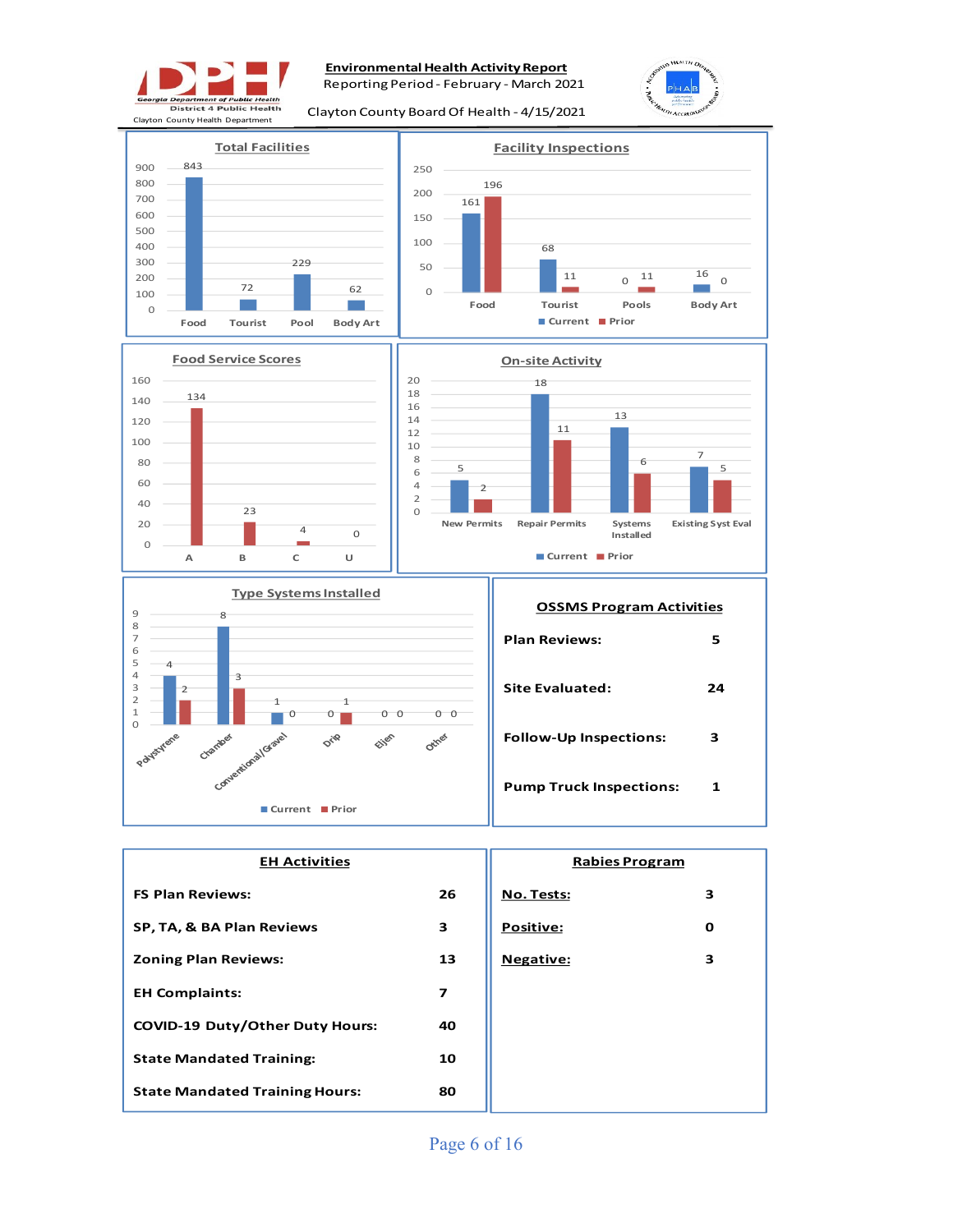Georgia Department of Public Health
District 4 Public Health
Clayton County Health Department

# Environmental Health Activity Report

Reporting Period - February - March 2021

Clayton County Board Of Health - 4/15/2021

## Total Facilities

| Food | Tourist | Pool | Body Art |
|---|---|---|---|
| 843 | 72 | 229 | 62 |

## Facility Inspections

| | Food | Tourist | Pools | Body Art |
|---|---|---|---|---|
| Current | 161 | 68 | 0 | 16 |
| Prior | 196 | 11 | 11 | 0 |

## Food Service Scores

| A | B | C | U |
|---|---|---|---|
| 134 | 23 | 4 | 0 |

## On-site Activity

| | New Permits | Repair Permits | Systems Installed | Existing Syst Eval |
|---|---|---|---|---|
| Current | 5 | 18 | 13 | 7 |
| Prior | 2 | 11 | 6 | 5 |

## Type Systems Installed

| | Polystyrene | Chamber | Conventional/Gravel | Drip | Eljen | Other |
|---|---|---|---|---|---|---|
| Current | 4 | 8 | 1 | 0 | 0 | 0 |
| Prior | 2 | 3 | 0 | 1 | 0 | 0 |

## OSSMS Program Activities

| | |
|---|---|
| **Plan Reviews:** | **5** |
| **Site Evaluated:** | **24** |
| **Follow-Up Inspections:** | **3** |
| **Pump Truck Inspections:** | **1** |

## EH Activities

| | |
|---|---|
| **FS Plan Reviews:** | **26** |
| **SP, TA, & BA Plan Reviews** | **3** |
| **Zoning Plan Reviews:** | **13** |
| **EH Complaints:** | **7** |
| **COVID-19 Duty/Other Duty Hours:** | **40** |
| **State Mandated Training:** | **10** |
| **State Mandated Training Hours:** | **80** |

## Rabies Program

| | |
|---|---|
| **No. Tests:** | **3** |
| **Positive:** | **0** |
| **Negative:** | **3** |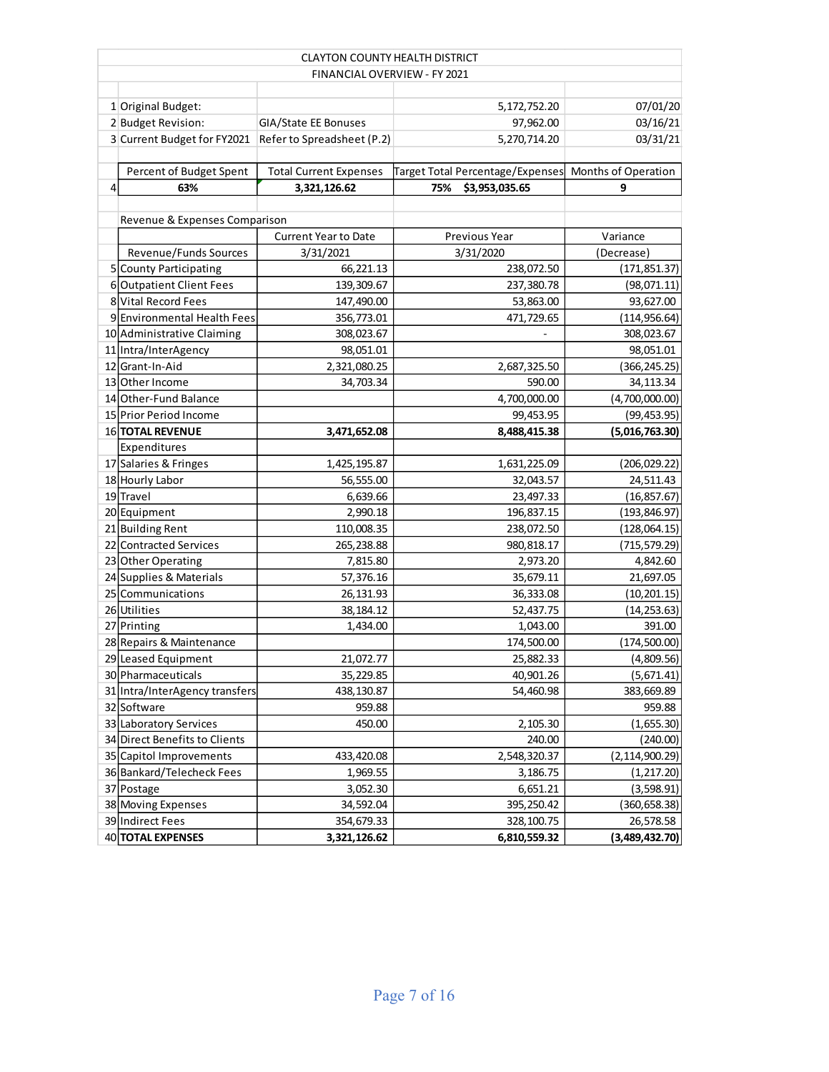# CLAYTON COUNTY HEALTH DISTRICT

## FINANCIAL OVERVIEW - FY 2021

| # | Item | Description | Amount | Date |
|---|---|---|---|---|
| 1 | Original Budget: | | 5,172,752.20 | 07/01/20 |
| 2 | Budget Revision: | GIA/State EE Bonuses | 97,962.00 | 03/16/21 |
| 3 | Current Budget for FY2021 | Refer to Spreadsheet (P.2) | 5,270,714.20 | 03/31/21 |

| # | Percent of Budget Spent | Total Current Expenses | Target Total Percentage/Expenses | Months of Operation |
|---|---|---|---|---|
| 4 | **63%** | **3,321,126.62** | **75% $3,953,035.65** | **9** |

| # | Revenue & Expenses Comparison | Current Year to Date | Previous Year | Variance |
|---|---|---|---|---|
| | Revenue/Funds Sources | 3/31/2021 | 3/31/2020 | (Decrease) |
| 5 | County Participating | 66,221.13 | 238,072.50 | (171,851.37) |
| 6 | Outpatient Client Fees | 139,309.67 | 237,380.78 | (98,071.11) |
| 8 | Vital Record Fees | 147,490.00 | 53,863.00 | 93,627.00 |
| 9 | Environmental Health Fees | 356,773.01 | 471,729.65 | (114,956.64) |
| 10 | Administrative Claiming | 308,023.67 | - | 308,023.67 |
| 11 | Intra/InterAgency | 98,051.01 | | 98,051.01 |
| 12 | Grant-In-Aid | 2,321,080.25 | 2,687,325.50 | (366,245.25) |
| 13 | Other Income | 34,703.34 | 590.00 | 34,113.34 |
| 14 | Other-Fund Balance | | 4,700,000.00 | (4,700,000.00) |
| 15 | Prior Period Income | | 99,453.95 | (99,453.95) |
| 16 | **TOTAL REVENUE** | **3,471,652.08** | **8,488,415.38** | **(5,016,763.30)** |
| | Expenditures | | | |
| 17 | Salaries & Fringes | 1,425,195.87 | 1,631,225.09 | (206,029.22) |
| 18 | Hourly Labor | 56,555.00 | 32,043.57 | 24,511.43 |
| 19 | Travel | 6,639.66 | 23,497.33 | (16,857.67) |
| 20 | Equipment | 2,990.18 | 196,837.15 | (193,846.97) |
| 21 | Building Rent | 110,008.35 | 238,072.50 | (128,064.15) |
| 22 | Contracted Services | 265,238.88 | 980,818.17 | (715,579.29) |
| 23 | Other Operating | 7,815.80 | 2,973.20 | 4,842.60 |
| 24 | Supplies & Materials | 57,376.16 | 35,679.11 | 21,697.05 |
| 25 | Communications | 26,131.93 | 36,333.08 | (10,201.15) |
| 26 | Utilities | 38,184.12 | 52,437.75 | (14,253.63) |
| 27 | Printing | 1,434.00 | 1,043.00 | 391.00 |
| 28 | Repairs & Maintenance | | 174,500.00 | (174,500.00) |
| 29 | Leased Equipment | 21,072.77 | 25,882.33 | (4,809.56) |
| 30 | Pharmaceuticals | 35,229.85 | 40,901.26 | (5,671.41) |
| 31 | Intra/InterAgency transfers | 438,130.87 | 54,460.98 | 383,669.89 |
| 32 | Software | 959.88 | | 959.88 |
| 33 | Laboratory Services | 450.00 | 2,105.30 | (1,655.30) |
| 34 | Direct Benefits to Clients | | 240.00 | (240.00) |
| 35 | Capitol Improvements | 433,420.08 | 2,548,320.37 | (2,114,900.29) |
| 36 | Bankard/Telecheck Fees | 1,969.55 | 3,186.75 | (1,217.20) |
| 37 | Postage | 3,052.30 | 6,651.21 | (3,598.91) |
| 38 | Moving Expenses | 34,592.04 | 395,250.42 | (360,658.38) |
| 39 | Indirect Fees | 354,679.33 | 328,100.75 | 26,578.58 |
| 40 | **TOTAL EXPENSES** | **3,321,126.62** | **6,810,559.32** | **(3,489,432.70)** |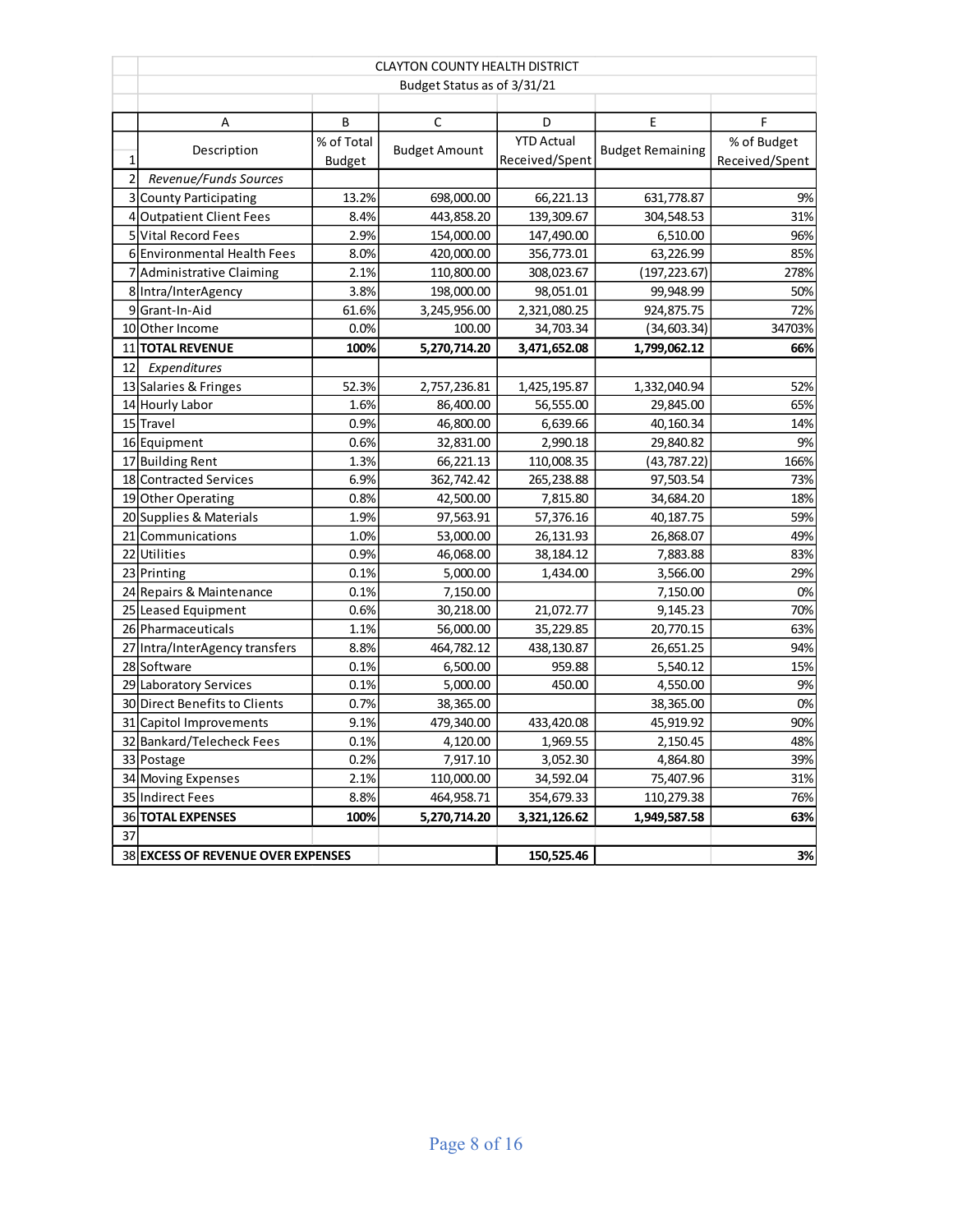CLAYTON COUNTY HEALTH DISTRICT

Budget Status as of 3/31/21

| | A | B | C | D | E | F |
|---|---|---|---|---|---|---|
| 1 | Description | % of Total Budget | Budget Amount | YTD Actual Received/Spent | Budget Remaining | % of Budget Received/Spent |
| 2 | *Revenue/Funds Sources* | | | | | |
| 3 | County Participating | 13.2% | 698,000.00 | 66,221.13 | 631,778.87 | 9% |
| 4 | Outpatient Client Fees | 8.4% | 443,858.20 | 139,309.67 | 304,548.53 | 31% |
| 5 | Vital Record Fees | 2.9% | 154,000.00 | 147,490.00 | 6,510.00 | 96% |
| 6 | Environmental Health Fees | 8.0% | 420,000.00 | 356,773.01 | 63,226.99 | 85% |
| 7 | Administrative Claiming | 2.1% | 110,800.00 | 308,023.67 | (197,223.67) | 278% |
| 8 | Intra/InterAgency | 3.8% | 198,000.00 | 98,051.01 | 99,948.99 | 50% |
| 9 | Grant-In-Aid | 61.6% | 3,245,956.00 | 2,321,080.25 | 924,875.75 | 72% |
| 10 | Other Income | 0.0% | 100.00 | 34,703.34 | (34,603.34) | 34703% |
| 11 | **TOTAL REVENUE** | **100%** | **5,270,714.20** | **3,471,652.08** | **1,799,062.12** | **66%** |
| 12 | *Expenditures* | | | | | |
| 13 | Salaries & Fringes | 52.3% | 2,757,236.81 | 1,425,195.87 | 1,332,040.94 | 52% |
| 14 | Hourly Labor | 1.6% | 86,400.00 | 56,555.00 | 29,845.00 | 65% |
| 15 | Travel | 0.9% | 46,800.00 | 6,639.66 | 40,160.34 | 14% |
| 16 | Equipment | 0.6% | 32,831.00 | 2,990.18 | 29,840.82 | 9% |
| 17 | Building Rent | 1.3% | 66,221.13 | 110,008.35 | (43,787.22) | 166% |
| 18 | Contracted Services | 6.9% | 362,742.42 | 265,238.88 | 97,503.54 | 73% |
| 19 | Other Operating | 0.8% | 42,500.00 | 7,815.80 | 34,684.20 | 18% |
| 20 | Supplies & Materials | 1.9% | 97,563.91 | 57,376.16 | 40,187.75 | 59% |
| 21 | Communications | 1.0% | 53,000.00 | 26,131.93 | 26,868.07 | 49% |
| 22 | Utilities | 0.9% | 46,068.00 | 38,184.12 | 7,883.88 | 83% |
| 23 | Printing | 0.1% | 5,000.00 | 1,434.00 | 3,566.00 | 29% |
| 24 | Repairs & Maintenance | 0.1% | 7,150.00 | | 7,150.00 | 0% |
| 25 | Leased Equipment | 0.6% | 30,218.00 | 21,072.77 | 9,145.23 | 70% |
| 26 | Pharmaceuticals | 1.1% | 56,000.00 | 35,229.85 | 20,770.15 | 63% |
| 27 | Intra/InterAgency transfers | 8.8% | 464,782.12 | 438,130.87 | 26,651.25 | 94% |
| 28 | Software | 0.1% | 6,500.00 | 959.88 | 5,540.12 | 15% |
| 29 | Laboratory Services | 0.1% | 5,000.00 | 450.00 | 4,550.00 | 9% |
| 30 | Direct Benefits to Clients | 0.7% | 38,365.00 | | 38,365.00 | 0% |
| 31 | Capitol Improvements | 9.1% | 479,340.00 | 433,420.08 | 45,919.92 | 90% |
| 32 | Bankard/Telecheck Fees | 0.1% | 4,120.00 | 1,969.55 | 2,150.45 | 48% |
| 33 | Postage | 0.2% | 7,917.10 | 3,052.30 | 4,864.80 | 39% |
| 34 | Moving Expenses | 2.1% | 110,000.00 | 34,592.04 | 75,407.96 | 31% |
| 35 | Indirect Fees | 8.8% | 464,958.71 | 354,679.33 | 110,279.38 | 76% |
| 36 | **TOTAL EXPENSES** | **100%** | **5,270,714.20** | **3,321,126.62** | **1,949,587.58** | **63%** |
| 37 | | | | | | |
| 38 | **EXCESS OF REVENUE OVER EXPENSES** | | | **150,525.46** | | **3%** |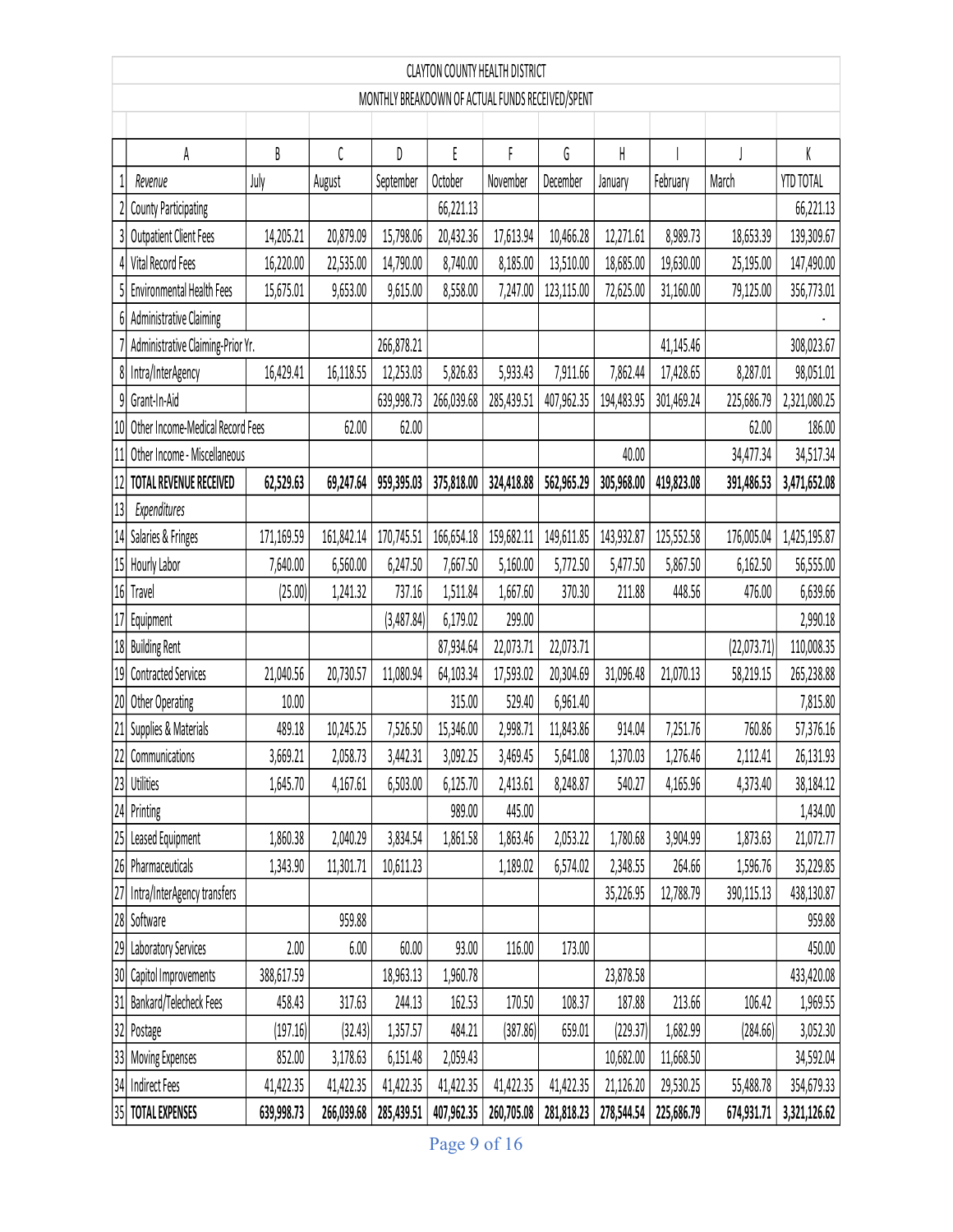# CLAYTON COUNTY HEALTH DISTRICT

## MONTHLY BREAKDOWN OF ACTUAL FUNDS RECEIVED/SPENT

| | A | B | C | D | E | F | G | H | I | J | K |
|---|---|---|---|---|---|---|---|---|---|---|---|
| 1 | *Revenue* | July | August | September | October | November | December | January | February | March | YTD TOTAL |
| 2 | County Participating | | | | 66,221.13 | | | | | | 66,221.13 |
| 3 | Outpatient Client Fees | 14,205.21 | 20,879.09 | 15,798.06 | 20,432.36 | 17,613.94 | 10,466.28 | 12,271.61 | 8,989.73 | 18,653.39 | 139,309.67 |
| 4 | Vital Record Fees | 16,220.00 | 22,535.00 | 14,790.00 | 8,740.00 | 8,185.00 | 13,510.00 | 18,685.00 | 19,630.00 | 25,195.00 | 147,490.00 |
| 5 | Environmental Health Fees | 15,675.01 | 9,653.00 | 9,615.00 | 8,558.00 | 7,247.00 | 123,115.00 | 72,625.00 | 31,160.00 | 79,125.00 | 356,773.01 |
| 6 | Administrative Claiming | | | | | | | | | | - |
| 7 | Administrative Claiming-Prior Yr. | | | 266,878.21 | | | | | 41,145.46 | | 308,023.67 |
| 8 | Intra/InterAgency | 16,429.41 | 16,118.55 | 12,253.03 | 5,826.83 | 5,933.43 | 7,911.66 | 7,862.44 | 17,428.65 | 8,287.01 | 98,051.01 |
| 9 | Grant-In-Aid | | | 639,998.73 | 266,039.68 | 285,439.51 | 407,962.35 | 194,483.95 | 301,469.24 | 225,686.79 | 2,321,080.25 |
| 10 | Other Income-Medical Record Fees | | 62.00 | 62.00 | | | | | | 62.00 | 186.00 |
| 11 | Other Income - Miscellaneous | | | | | | | 40.00 | | 34,477.34 | 34,517.34 |
| 12 | **TOTAL REVENUE RECEIVED** | **62,529.63** | **69,247.64** | **959,395.03** | **375,818.00** | **324,418.88** | **562,965.29** | **305,968.00** | **419,823.08** | **391,486.53** | **3,471,652.08** |
| 13 | *Expenditures* | | | | | | | | | | |
| 14 | Salaries & Fringes | 171,169.59 | 161,842.14 | 170,745.51 | 166,654.18 | 159,682.11 | 149,611.85 | 143,932.87 | 125,552.58 | 176,005.04 | 1,425,195.87 |
| 15 | Hourly Labor | 7,640.00 | 6,560.00 | 6,247.50 | 7,667.50 | 5,160.00 | 5,772.50 | 5,477.50 | 5,867.50 | 6,162.50 | 56,555.00 |
| 16 | Travel | (25.00) | 1,241.32 | 737.16 | 1,511.84 | 1,667.60 | 370.30 | 211.88 | 448.56 | 476.00 | 6,639.66 |
| 17 | Equipment | | | (3,487.84) | 6,179.02 | 299.00 | | | | | 2,990.18 |
| 18 | Building Rent | | | | 87,934.64 | 22,073.71 | 22,073.71 | | | (22,073.71) | 110,008.35 |
| 19 | Contracted Services | 21,040.56 | 20,730.57 | 11,080.94 | 64,103.34 | 17,593.02 | 20,304.69 | 31,096.48 | 21,070.13 | 58,219.15 | 265,238.88 |
| 20 | Other Operating | 10.00 | | | 315.00 | 529.40 | 6,961.40 | | | | 7,815.80 |
| 21 | Supplies & Materials | 489.18 | 10,245.25 | 7,526.50 | 15,346.00 | 2,998.71 | 11,843.86 | 914.04 | 7,251.76 | 760.86 | 57,376.16 |
| 22 | Communications | 3,669.21 | 2,058.73 | 3,442.31 | 3,092.25 | 3,469.45 | 5,641.08 | 1,370.03 | 1,276.46 | 2,112.41 | 26,131.93 |
| 23 | Utilities | 1,645.70 | 4,167.61 | 6,503.00 | 6,125.70 | 2,413.61 | 8,248.87 | 540.27 | 4,165.96 | 4,373.40 | 38,184.12 |
| 24 | Printing | | | | 989.00 | 445.00 | | | | | 1,434.00 |
| 25 | Leased Equipment | 1,860.38 | 2,040.29 | 3,834.54 | 1,861.58 | 1,863.46 | 2,053.22 | 1,780.68 | 3,904.99 | 1,873.63 | 21,072.77 |
| 26 | Pharmaceuticals | 1,343.90 | 11,301.71 | 10,611.23 | | 1,189.02 | 6,574.02 | 2,348.55 | 264.66 | 1,596.76 | 35,229.85 |
| 27 | Intra/InterAgency transfers | | | | | | | 35,226.95 | 12,788.79 | 390,115.13 | 438,130.87 |
| 28 | Software | | 959.88 | | | | | | | | 959.88 |
| 29 | Laboratory Services | 2.00 | 6.00 | 60.00 | 93.00 | 116.00 | 173.00 | | | | 450.00 |
| 30 | Capitol Improvements | 388,617.59 | | 18,963.13 | 1,960.78 | | | 23,878.58 | | | 433,420.08 |
| 31 | Bankard/Telecheck Fees | 458.43 | 317.63 | 244.13 | 162.53 | 170.50 | 108.37 | 187.88 | 213.66 | 106.42 | 1,969.55 |
| 32 | Postage | (197.16) | (32.43) | 1,357.57 | 484.21 | (387.86) | 659.01 | (229.37) | 1,682.99 | (284.66) | 3,052.30 |
| 33 | Moving Expenses | 852.00 | 3,178.63 | 6,151.48 | 2,059.43 | | | 10,682.00 | 11,668.50 | | 34,592.04 |
| 34 | Indirect Fees | 41,422.35 | 41,422.35 | 41,422.35 | 41,422.35 | 41,422.35 | 41,422.35 | 21,126.20 | 29,530.25 | 55,488.78 | 354,679.33 |
| 35 | **TOTAL EXPENSES** | **639,998.73** | **266,039.68** | **285,439.51** | **407,962.35** | **260,705.08** | **281,818.23** | **278,544.54** | **225,686.79** | **674,931.71** | **3,321,126.62** |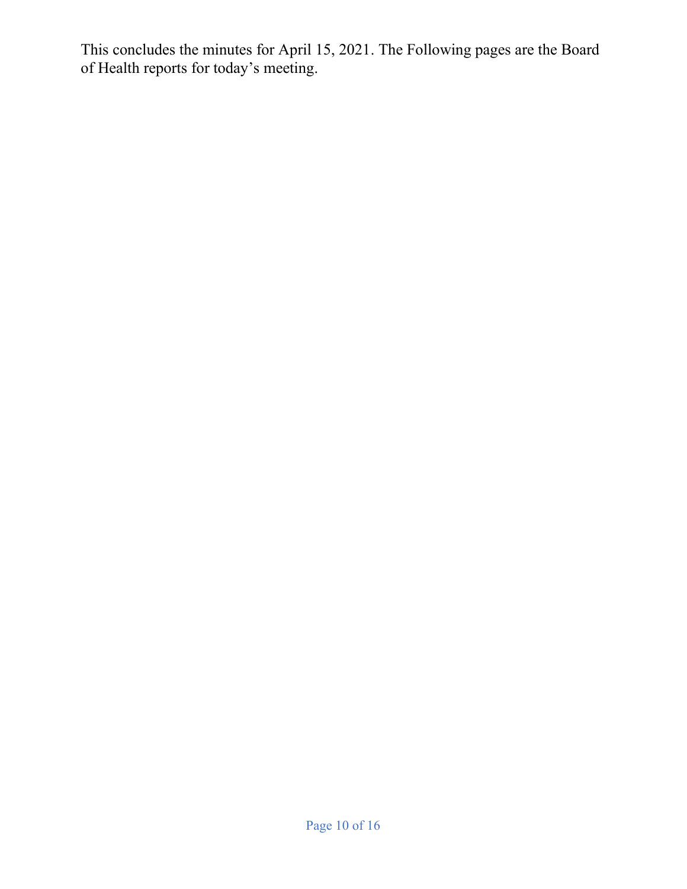This concludes the minutes for April 15, 2021. The Following pages are the Board of Health reports for today's meeting.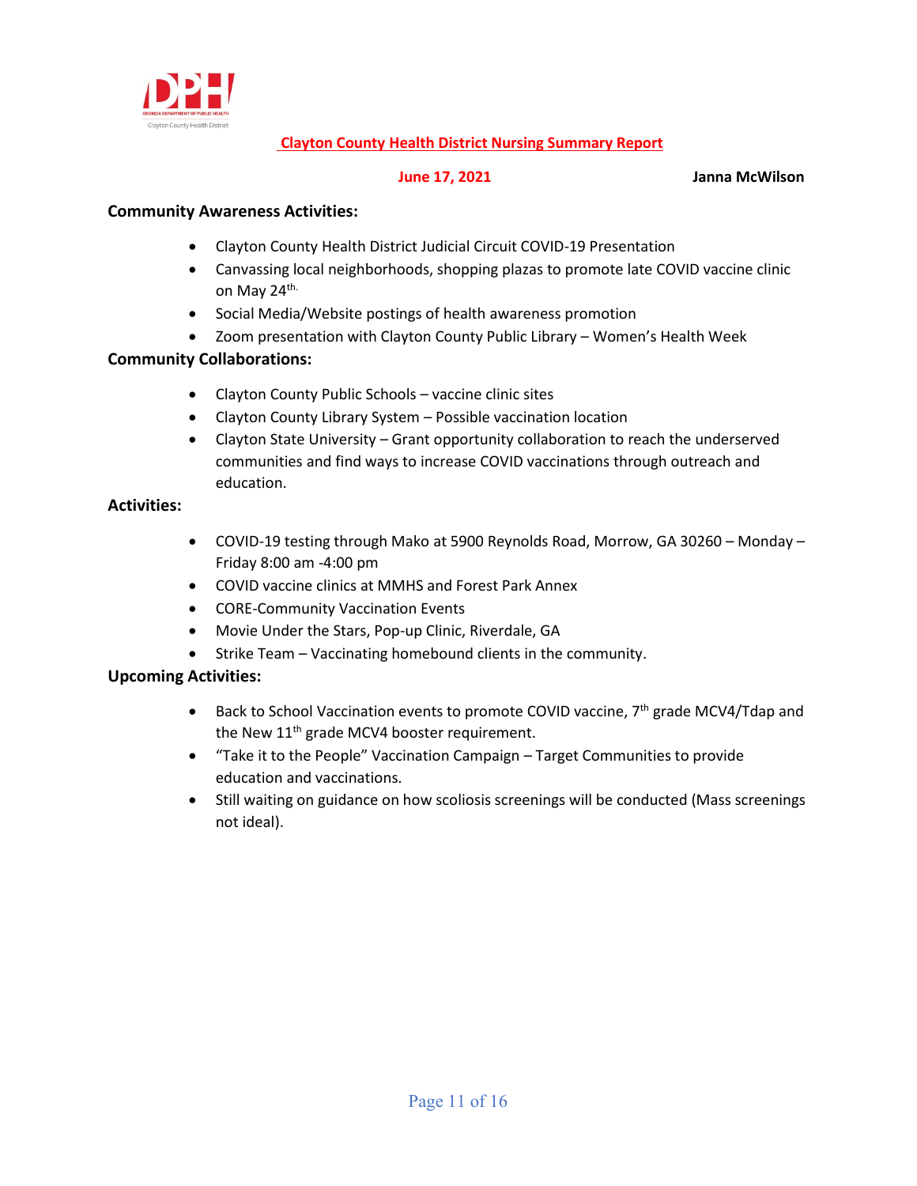# Clayton County Health District Nursing Summary Report

**June 17, 2021** **Janna McWilson**

**Community Awareness Activities:**

- Clayton County Health District Judicial Circuit COVID-19 Presentation
- Canvassing local neighborhoods, shopping plazas to promote late COVID vaccine clinic on May 24th.
- Social Media/Website postings of health awareness promotion
- Zoom presentation with Clayton County Public Library – Women's Health Week

**Community Collaborations:**

- Clayton County Public Schools – vaccine clinic sites
- Clayton County Library System – Possible vaccination location
- Clayton State University – Grant opportunity collaboration to reach the underserved communities and find ways to increase COVID vaccinations through outreach and education.

**Activities:**

- COVID-19 testing through Mako at 5900 Reynolds Road, Morrow, GA 30260 – Monday – Friday 8:00 am -4:00 pm
- COVID vaccine clinics at MMHS and Forest Park Annex
- CORE-Community Vaccination Events
- Movie Under the Stars, Pop-up Clinic, Riverdale, GA
- Strike Team – Vaccinating homebound clients in the community.

**Upcoming Activities:**

- Back to School Vaccination events to promote COVID vaccine, 7th grade MCV4/Tdap and the New 11th grade MCV4 booster requirement.
- "Take it to the People" Vaccination Campaign – Target Communities to provide education and vaccinations.
- Still waiting on guidance on how scoliosis screenings will be conducted (Mass screenings not ideal).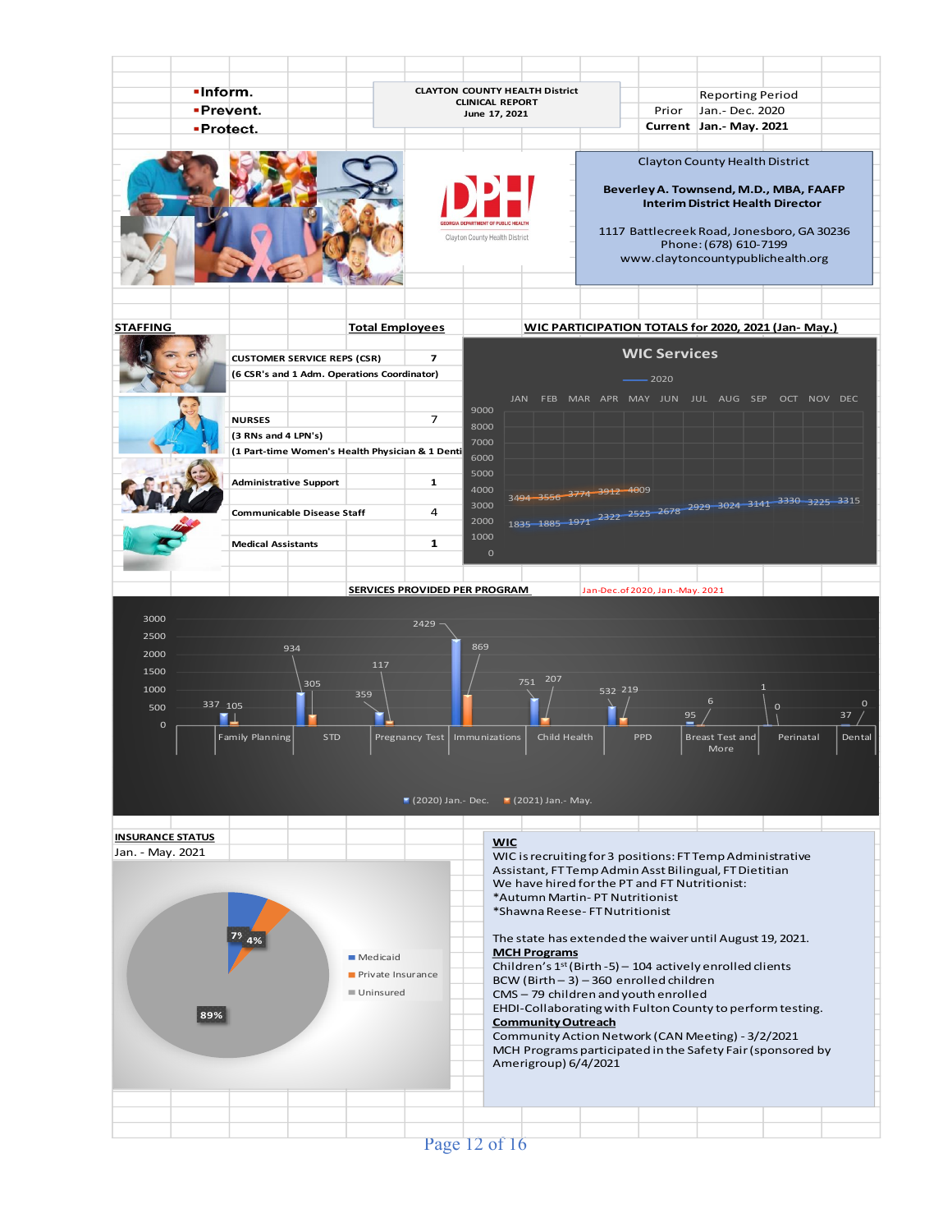- Inform.
- Prevent.
- Protect.

**CLAYTON COUNTY HEALTH District**
**CLINICAL REPORT**
**June 17, 2021**

| | Reporting Period |
|---|---|
| Prior | Jan.- Dec. 2020 |
| **Current** | **Jan.- May. 2021** |

Clayton County Health District

**Beverley A. Townsend, M.D., MBA, FAAFP**
**Interim District Health Director**

1117 Battlecreek Road, Jonesboro, GA 30236
Phone: (678) 610-7199
www.claytoncountypublichealth.org

## STAFFING

| | Total Employees |
|---|---|
| **CUSTOMER SERVICE REPS (CSR)** | **7** |
| **(6 CSR's and 1 Adm. Operations Coordinator)** | |
| **NURSES** | 7 |
| **(3 RNs and 4 LPN's)** | |
| **(1 Part-time Women's Health Physician & 1 Denti** | |
| **Administrative Support** | **1** |
| **Communicable Disease Staff** | 4 |
| **Medical Assistants** | **1** |

## WIC PARTICIPATION TOTALS for 2020, 2021 (Jan- May.)

WIC Services

| | JAN | FEB | MAR | APR | MAY | JUN | JUL | AUG | SEP | OCT | NOV | DEC |
|---|---|---|---|---|---|---|---|---|---|---|---|---|
| 2020 | 1835 | 1885 | 1971 | 2322 | 2525 | 2678 | 2929 | 3024 | 3141 | 3330 | 3225 | 3315 |
| 2021 | 3494 | 3556 | 3774 | 3912 | 4009 | | | | | | | |

## SERVICES PROVIDED PER PROGRAM

Jan-Dec. of 2020, Jan.-May. 2021

| Program | (2020) Jan.- Dec. | (2021) Jan.- May. |
|---|---|---|
| Family Planning | 337 | 105 |
| STD | 934 | 305 |
| Pregnancy Test | 359 | 117 |
| Immunizations | 2429 | 869 |
| Child Health | 751 | 207 |
| PPD | 532 | 219 |
| Breast Test and More | 95 | 6 |
| Perinatal | 1 | 0 |
| Dental | 37 | 0 |

## INSURANCE STATUS

Jan. - May. 2021

| Insurance | Percent |
|---|---|
| Medicaid | 7% |
| Private Insurance | 4% |
| Uninsured | 89% |

**WIC**

WIC is recruiting for 3 positions: FT Temp Administrative Assistant, FT Temp Admin Asst Bilingual, FT Dietitian
We have hired for the PT and FT Nutritionist:
*Autumn Martin- PT Nutritionist
*Shawna Reese- FT Nutritionist

The state has extended the waiver until August 19, 2021.

**MCH Programs**
Children's 1st (Birth -5) – 104 actively enrolled clients
BCW (Birth – 3) – 360 enrolled children
CMS – 79 children and youth enrolled
EHDI-Collaborating with Fulton County to perform testing.

**Community Outreach**
Community Action Network (CAN Meeting) - 3/2/2021
MCH Programs participated in the Safety Fair (sponsored by Amerigroup) 6/4/2021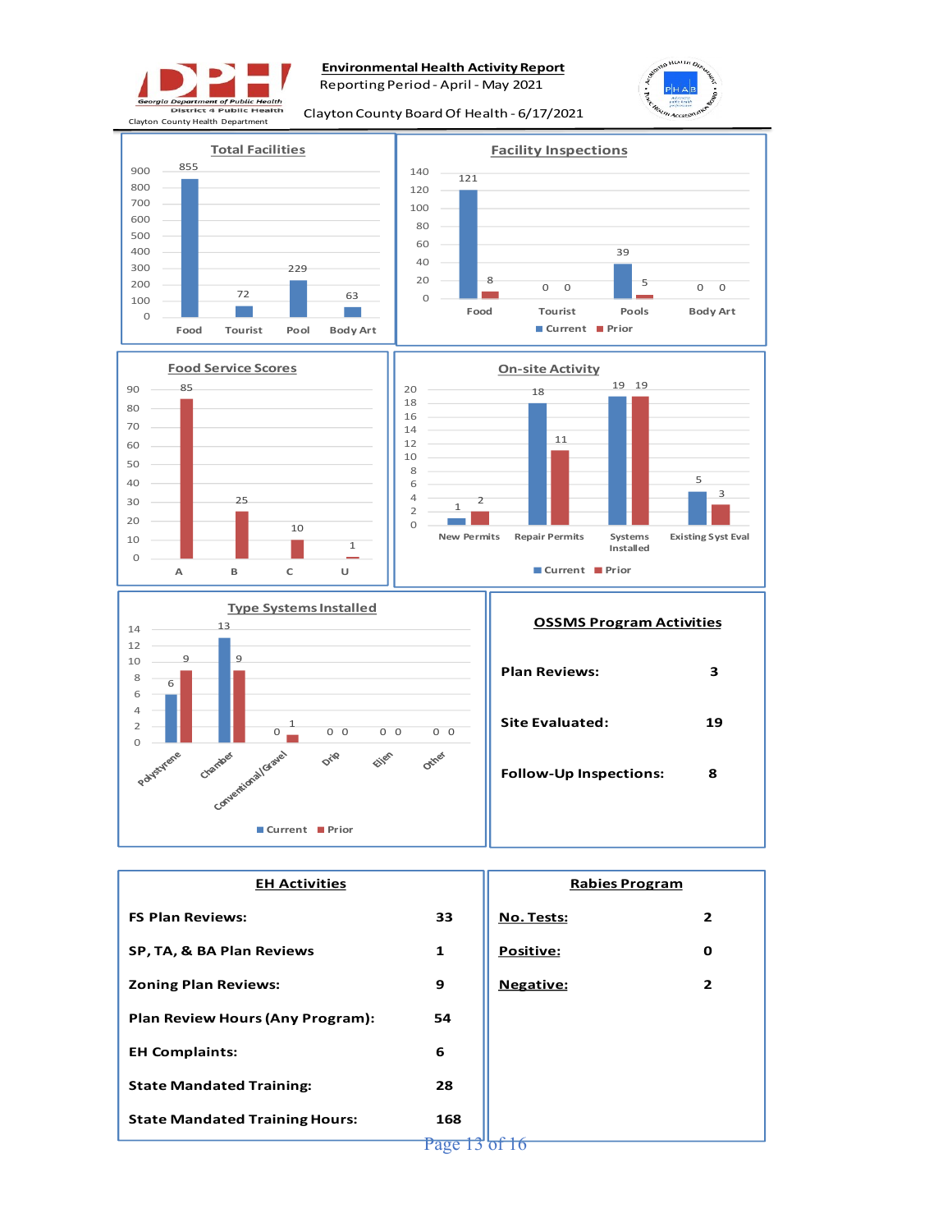# Environmental Health Activity Report

Reporting Period - April - May 2021

Clayton County Board Of Health - 6/17/2021

Georgia Department of Public Health — District 4 Public Health — Clayton County Health Department

## Total Facilities

| Food | Tourist | Pool | Body Art |
|---|---|---|---|
| 855 | 72 | 229 | 63 |

## Facility Inspections

| | Food | Tourist | Pools | Body Art |
|---|---|---|---|---|
| Current | 121 | 0 | 39 | 0 |
| Prior | 8 | 0 | 5 | 0 |

## Food Service Scores

| A | B | C | U |
|---|---|---|---|
| 85 | 25 | 10 | 1 |

## On-site Activity

| | New Permits | Repair Permits | Systems Installed | Existing Syst Eval |
|---|---|---|---|---|
| Current | 1 | 18 | 19 | 5 |
| Prior | 2 | 11 | 19 | 3 |

## Type Systems Installed

| | Polystyrene | Chamber | Conventional/Gravel | Drip | Eljen | Other |
|---|---|---|---|---|---|---|
| Current | 6 | 13 | 0 | 0 | 0 | 0 |
| Prior | 9 | 9 | 1 | 0 | 0 | 0 |

## OSSMS Program Activities

| | |
|---|---|
| **Plan Reviews:** | **3** |
| **Site Evaluated:** | **19** |
| **Follow-Up Inspections:** | **8** |

## EH Activities

| | |
|---|---|
| **FS Plan Reviews:** | **33** |
| **SP, TA, & BA Plan Reviews** | **1** |
| **Zoning Plan Reviews:** | **9** |
| **Plan Review Hours (Any Program):** | **54** |
| **EH Complaints:** | **6** |
| **State Mandated Training:** | **28** |
| **State Mandated Training Hours:** | **168** |

## Rabies Program

| | |
|---|---|
| **No. Tests:** | **2** |
| **Positive:** | **0** |
| **Negative:** | **2** |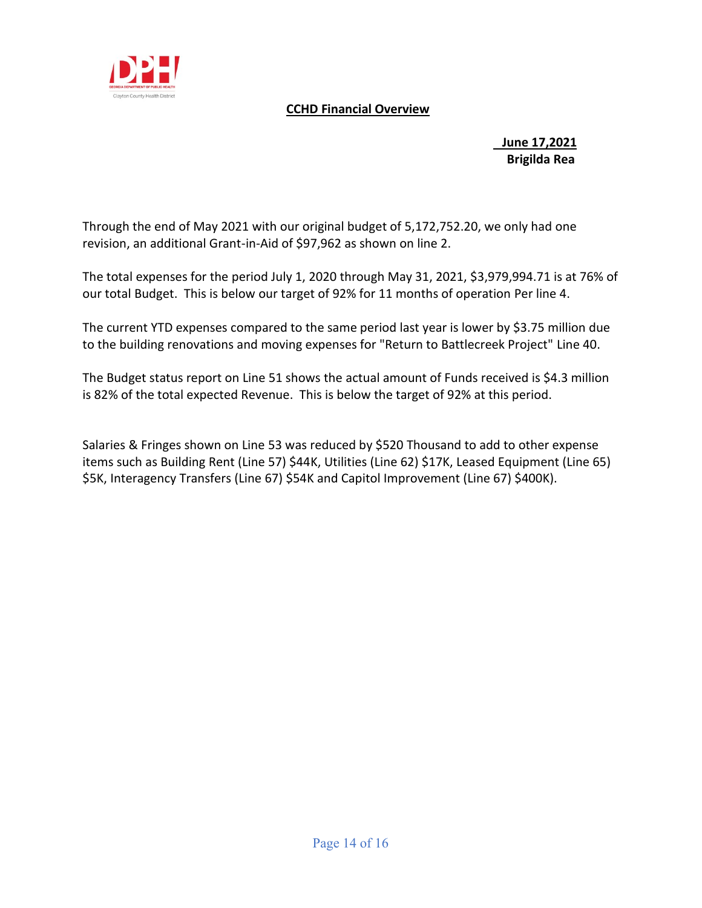## CCHD Financial Overview

**June 17,2021**
**Brigilda Rea**

Through the end of May 2021 with our original budget of 5,172,752.20, we only had one revision, an additional Grant-in-Aid of $97,962 as shown on line 2.

The total expenses for the period July 1, 2020 through May 31, 2021, $3,979,994.71 is at 76% of our total Budget. This is below our target of 92% for 11 months of operation Per line 4.

The current YTD expenses compared to the same period last year is lower by $3.75 million due to the building renovations and moving expenses for "Return to Battlecreek Project" Line 40.

The Budget status report on Line 51 shows the actual amount of Funds received is $4.3 million is 82% of the total expected Revenue. This is below the target of 92% at this period.

Salaries & Fringes shown on Line 53 was reduced by $520 Thousand to add to other expense items such as Building Rent (Line 57) $44K, Utilities (Line 62) $17K, Leased Equipment (Line 65) $5K, Interagency Transfers (Line 67) $54K and Capitol Improvement (Line 67) $400K).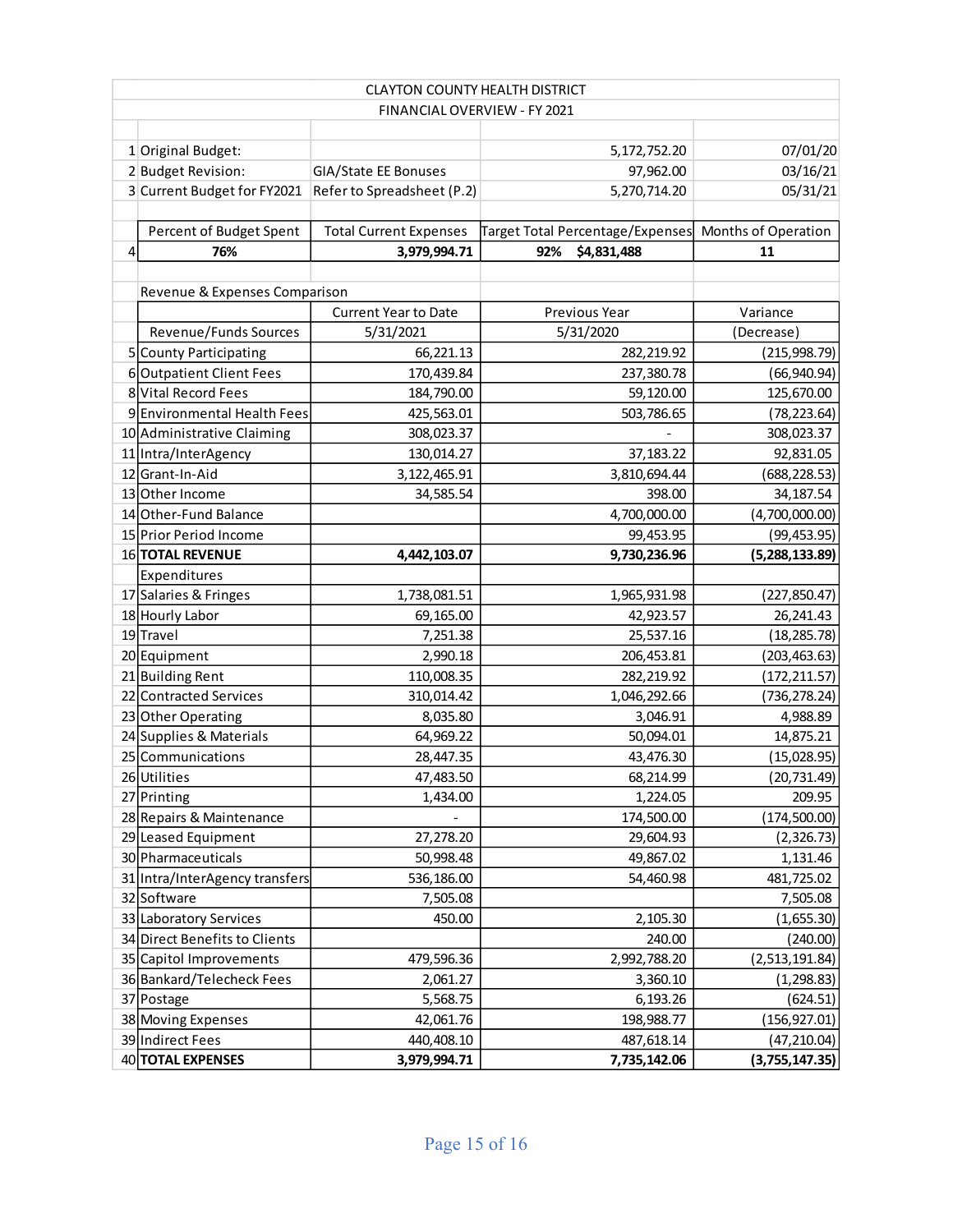# CLAYTON COUNTY HEALTH DISTRICT

## FINANCIAL OVERVIEW - FY 2021

| | | | | |
|---|---|---|---|---|
| 1 | Original Budget: | | 5,172,752.20 | 07/01/20 |
| 2 | Budget Revision: | GIA/State EE Bonuses | 97,962.00 | 03/16/21 |
| 3 | Current Budget for FY2021 | Refer to Spreadsheet (P.2) | 5,270,714.20 | 05/31/21 |

| | Percent of Budget Spent | Total Current Expenses | Target Total Percentage/Expenses | Months of Operation |
|---|---|---|---|---|
| 4 | **76%** | **3,979,994.71** | **92% $4,831,488** | **11** |

Revenue & Expenses Comparison

| | | Current Year to Date | Previous Year | Variance |
|---|---|---|---|---|
| | Revenue/Funds Sources | 5/31/2021 | 5/31/2020 | (Decrease) |
| 5 | County Participating | 66,221.13 | 282,219.92 | (215,998.79) |
| 6 | Outpatient Client Fees | 170,439.84 | 237,380.78 | (66,940.94) |
| 8 | Vital Record Fees | 184,790.00 | 59,120.00 | 125,670.00 |
| 9 | Environmental Health Fees | 425,563.01 | 503,786.65 | (78,223.64) |
| 10 | Administrative Claiming | 308,023.37 | - | 308,023.37 |
| 11 | Intra/InterAgency | 130,014.27 | 37,183.22 | 92,831.05 |
| 12 | Grant-In-Aid | 3,122,465.91 | 3,810,694.44 | (688,228.53) |
| 13 | Other Income | 34,585.54 | 398.00 | 34,187.54 |
| 14 | Other-Fund Balance | | 4,700,000.00 | (4,700,000.00) |
| 15 | Prior Period Income | | 99,453.95 | (99,453.95) |
| 16 | **TOTAL REVENUE** | **4,442,103.07** | **9,730,236.96** | **(5,288,133.89)** |
| | Expenditures | | | |
| 17 | Salaries & Fringes | 1,738,081.51 | 1,965,931.98 | (227,850.47) |
| 18 | Hourly Labor | 69,165.00 | 42,923.57 | 26,241.43 |
| 19 | Travel | 7,251.38 | 25,537.16 | (18,285.78) |
| 20 | Equipment | 2,990.18 | 206,453.81 | (203,463.63) |
| 21 | Building Rent | 110,008.35 | 282,219.92 | (172,211.57) |
| 22 | Contracted Services | 310,014.42 | 1,046,292.66 | (736,278.24) |
| 23 | Other Operating | 8,035.80 | 3,046.91 | 4,988.89 |
| 24 | Supplies & Materials | 64,969.22 | 50,094.01 | 14,875.21 |
| 25 | Communications | 28,447.35 | 43,476.30 | (15,028.95) |
| 26 | Utilities | 47,483.50 | 68,214.99 | (20,731.49) |
| 27 | Printing | 1,434.00 | 1,224.05 | 209.95 |
| 28 | Repairs & Maintenance | - | 174,500.00 | (174,500.00) |
| 29 | Leased Equipment | 27,278.20 | 29,604.93 | (2,326.73) |
| 30 | Pharmaceuticals | 50,998.48 | 49,867.02 | 1,131.46 |
| 31 | Intra/InterAgency transfers | 536,186.00 | 54,460.98 | 481,725.02 |
| 32 | Software | 7,505.08 | | 7,505.08 |
| 33 | Laboratory Services | 450.00 | 2,105.30 | (1,655.30) |
| 34 | Direct Benefits to Clients | | 240.00 | (240.00) |
| 35 | Capitol Improvements | 479,596.36 | 2,992,788.20 | (2,513,191.84) |
| 36 | Bankard/Telecheck Fees | 2,061.27 | 3,360.10 | (1,298.83) |
| 37 | Postage | 5,568.75 | 6,193.26 | (624.51) |
| 38 | Moving Expenses | 42,061.76 | 198,988.77 | (156,927.01) |
| 39 | Indirect Fees | 440,408.10 | 487,618.14 | (47,210.04) |
| 40 | **TOTAL EXPENSES** | **3,979,994.71** | **7,735,142.06** | **(3,755,147.35)** |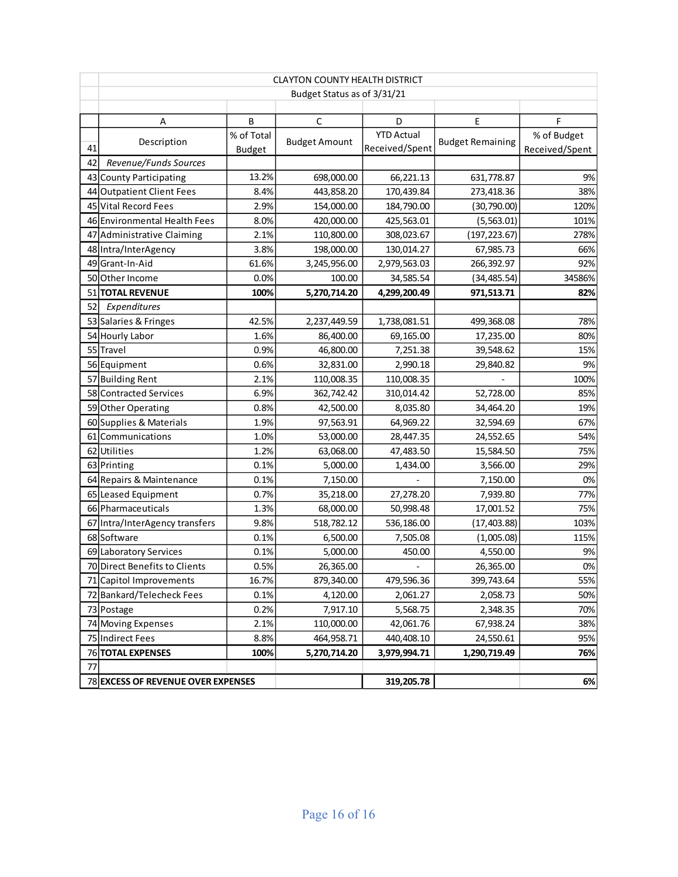CLAYTON COUNTY HEALTH DISTRICT

Budget Status as of 3/31/21

| | A | B | C | D | E | F |
|---|---|---|---|---|---|---|
| 41 | Description | % of Total Budget | Budget Amount | YTD Actual Received/Spent | Budget Remaining | % of Budget Received/Spent |
| 42 | *Revenue/Funds Sources* | | | | | |
| 43 | County Participating | 13.2% | 698,000.00 | 66,221.13 | 631,778.87 | 9% |
| 44 | Outpatient Client Fees | 8.4% | 443,858.20 | 170,439.84 | 273,418.36 | 38% |
| 45 | Vital Record Fees | 2.9% | 154,000.00 | 184,790.00 | (30,790.00) | 120% |
| 46 | Environmental Health Fees | 8.0% | 420,000.00 | 425,563.01 | (5,563.01) | 101% |
| 47 | Administrative Claiming | 2.1% | 110,800.00 | 308,023.67 | (197,223.67) | 278% |
| 48 | Intra/InterAgency | 3.8% | 198,000.00 | 130,014.27 | 67,985.73 | 66% |
| 49 | Grant-In-Aid | 61.6% | 3,245,956.00 | 2,979,563.03 | 266,392.97 | 92% |
| 50 | Other Income | 0.0% | 100.00 | 34,585.54 | (34,485.54) | 34586% |
| 51 | **TOTAL REVENUE** | **100%** | **5,270,714.20** | **4,299,200.49** | **971,513.71** | **82%** |
| 52 | *Expenditures* | | | | | |
| 53 | Salaries & Fringes | 42.5% | 2,237,449.59 | 1,738,081.51 | 499,368.08 | 78% |
| 54 | Hourly Labor | 1.6% | 86,400.00 | 69,165.00 | 17,235.00 | 80% |
| 55 | Travel | 0.9% | 46,800.00 | 7,251.38 | 39,548.62 | 15% |
| 56 | Equipment | 0.6% | 32,831.00 | 2,990.18 | 29,840.82 | 9% |
| 57 | Building Rent | 2.1% | 110,008.35 | 110,008.35 | - | 100% |
| 58 | Contracted Services | 6.9% | 362,742.42 | 310,014.42 | 52,728.00 | 85% |
| 59 | Other Operating | 0.8% | 42,500.00 | 8,035.80 | 34,464.20 | 19% |
| 60 | Supplies & Materials | 1.9% | 97,563.91 | 64,969.22 | 32,594.69 | 67% |
| 61 | Communications | 1.0% | 53,000.00 | 28,447.35 | 24,552.65 | 54% |
| 62 | Utilities | 1.2% | 63,068.00 | 47,483.50 | 15,584.50 | 75% |
| 63 | Printing | 0.1% | 5,000.00 | 1,434.00 | 3,566.00 | 29% |
| 64 | Repairs & Maintenance | 0.1% | 7,150.00 | - | 7,150.00 | 0% |
| 65 | Leased Equipment | 0.7% | 35,218.00 | 27,278.20 | 7,939.80 | 77% |
| 66 | Pharmaceuticals | 1.3% | 68,000.00 | 50,998.48 | 17,001.52 | 75% |
| 67 | Intra/InterAgency transfers | 9.8% | 518,782.12 | 536,186.00 | (17,403.88) | 103% |
| 68 | Software | 0.1% | 6,500.00 | 7,505.08 | (1,005.08) | 115% |
| 69 | Laboratory Services | 0.1% | 5,000.00 | 450.00 | 4,550.00 | 9% |
| 70 | Direct Benefits to Clients | 0.5% | 26,365.00 | - | 26,365.00 | 0% |
| 71 | Capitol Improvements | 16.7% | 879,340.00 | 479,596.36 | 399,743.64 | 55% |
| 72 | Bankard/Telecheck Fees | 0.1% | 4,120.00 | 2,061.27 | 2,058.73 | 50% |
| 73 | Postage | 0.2% | 7,917.10 | 5,568.75 | 2,348.35 | 70% |
| 74 | Moving Expenses | 2.1% | 110,000.00 | 42,061.76 | 67,938.24 | 38% |
| 75 | Indirect Fees | 8.8% | 464,958.71 | 440,408.10 | 24,550.61 | 95% |
| 76 | **TOTAL EXPENSES** | **100%** | **5,270,714.20** | **3,979,994.71** | **1,290,719.49** | **76%** |
| 77 | | | | | | |
| 78 | **EXCESS OF REVENUE OVER EXPENSES** | | | **319,205.78** | | **6%** |